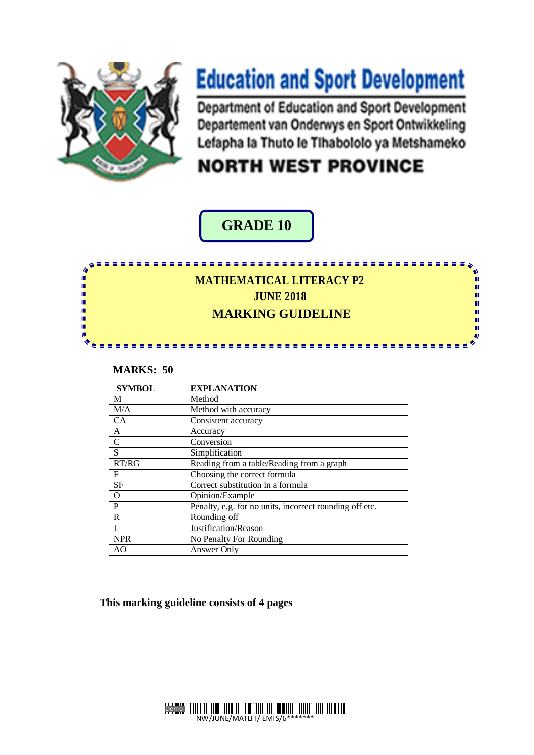# Education and Sport Development

Department of Education and Sport Development
Departement van Onderwys en Sport Ontwikkeling
Lefapha la Thuto le Tlhabololo ya Metshameko

## NORTH WEST PROVINCE

## GRADE 10

## MATHEMATICAL LITERACY P2
## JUNE 2018
## MARKING GUIDELINE

**MARKS: 50**

| SYMBOL | EXPLANATION |
|---|---|
| M | Method |
| M/A | Method with accuracy |
| CA | Consistent accuracy |
| A | Accuracy |
| C | Conversion |
| S | Simplification |
| RT/RG | Reading from a table/Reading from a graph |
| F | Choosing the correct formula |
| SF | Correct substitution in a formula |
| O | Opinion/Example |
| P | Penalty, e.g. for no units, incorrect rounding off etc. |
| R | Rounding off |
| J | Justification/Reason |
| NPR | No Penalty For Rounding |
| AO | Answer Only |

**This marking guideline consists of 4 pages**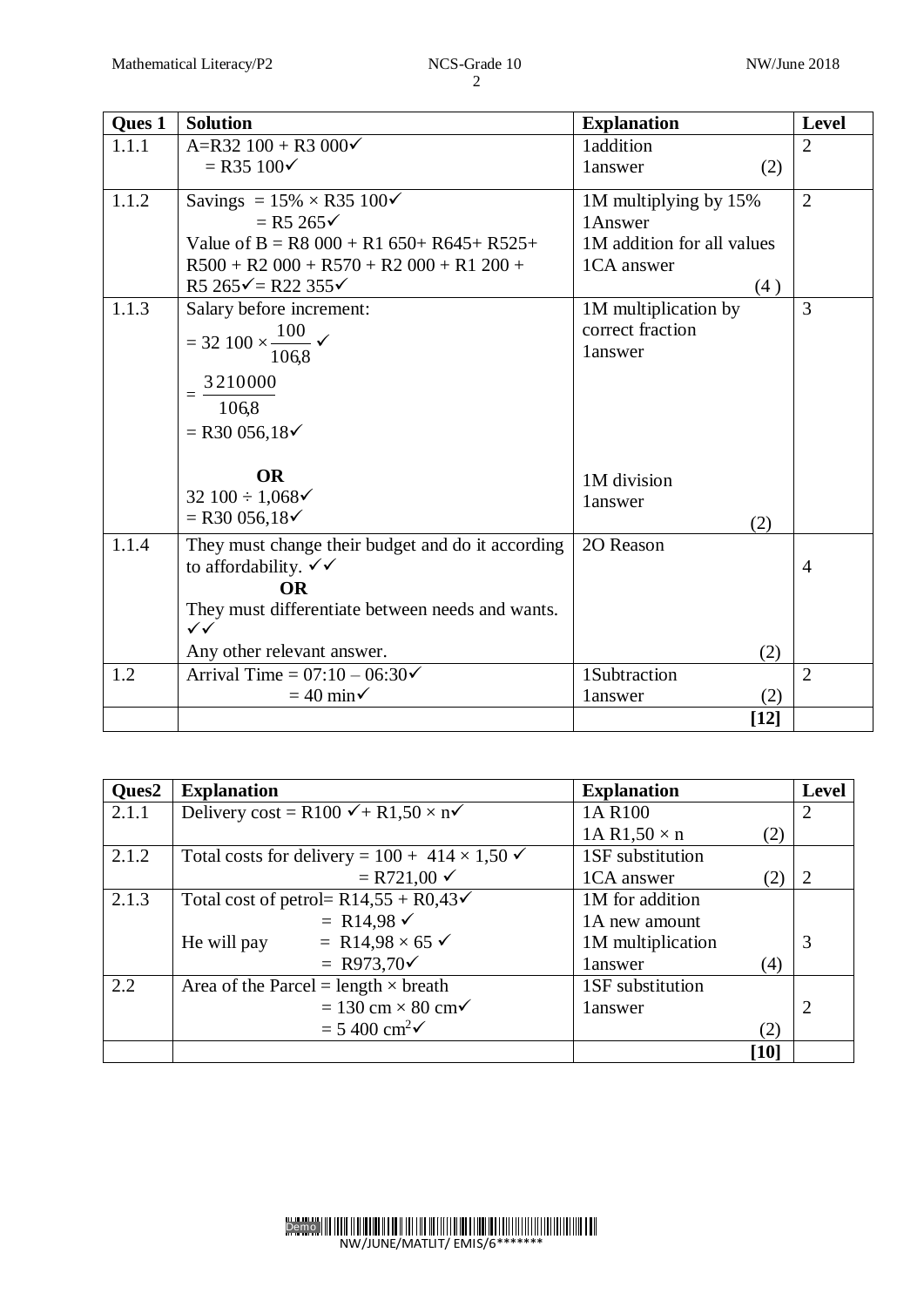| Ques 1 | Solution | Explanation | Level |
|---|---|---|---|
| 1.1.1 | A=R32 100 + R3 000✓<br>= R35 100✓ | 1addition<br>1answer (2) | 2 |
| 1.1.2 | Savings = 15% × R35 100✓<br>= R5 265✓<br>Value of B = R8 000 + R1 650+ R645+ R525+ R500 + R2 000 + R570 + R2 000 + R1 200 + R5 265✓= R22 355✓ | 1M multiplying by 15%<br>1Answer<br>1M addition for all values<br>1CA answer (4 ) | 2 |
| 1.1.3 | Salary before increment:<br>$= 32\ 100 \times \frac{100}{106{,}8}$ ✓<br>$= \frac{3210000}{106{,}8}$<br>= R30 056,18✓<br><br>**OR**<br>32 100 ÷ 1,068✓<br>= R30 056,18✓ | 1M multiplication by correct fraction<br>1answer<br><br><br>1M division<br>1answer (2) | 3 |
| 1.1.4 | They must change their budget and do it according to affordability. ✓✓<br>**OR**<br>They must differentiate between needs and wants. ✓✓<br>Any other relevant answer. | 2O Reason (2) | 4 |
| 1.2 | Arrival Time = 07:10 – 06:30✓<br>= 40 min✓ | 1Subtraction<br>1answer (2) | 2 |
| | | **[12]** | |

| Ques2 | Explanation | Explanation | Level |
|---|---|---|---|
| 2.1.1 | Delivery cost = R100 ✓+ R1,50 × n✓ | 1A R100<br>1A R1,50 × n (2) | 2 |
| 2.1.2 | Total costs for delivery = 100 + 414 × 1,50 ✓<br>= R721,00 ✓ | 1SF substitution<br>1CA answer (2) | 2 |
| 2.1.3 | Total cost of petrol= R14,55 + R0,43✓<br>= R14,98 ✓<br>He will pay = R14,98 × 65 ✓<br>= R973,70✓ | 1M for addition<br>1A new amount<br>1M multiplication<br>1answer (4) | 3 |
| 2.2 | Area of the Parcel = length × breath<br>= 130 cm × 80 cm✓<br>= 5 400 cm$^2$✓ | 1SF substitution<br>1answer (2) | 2 |
| | | **[10]** | |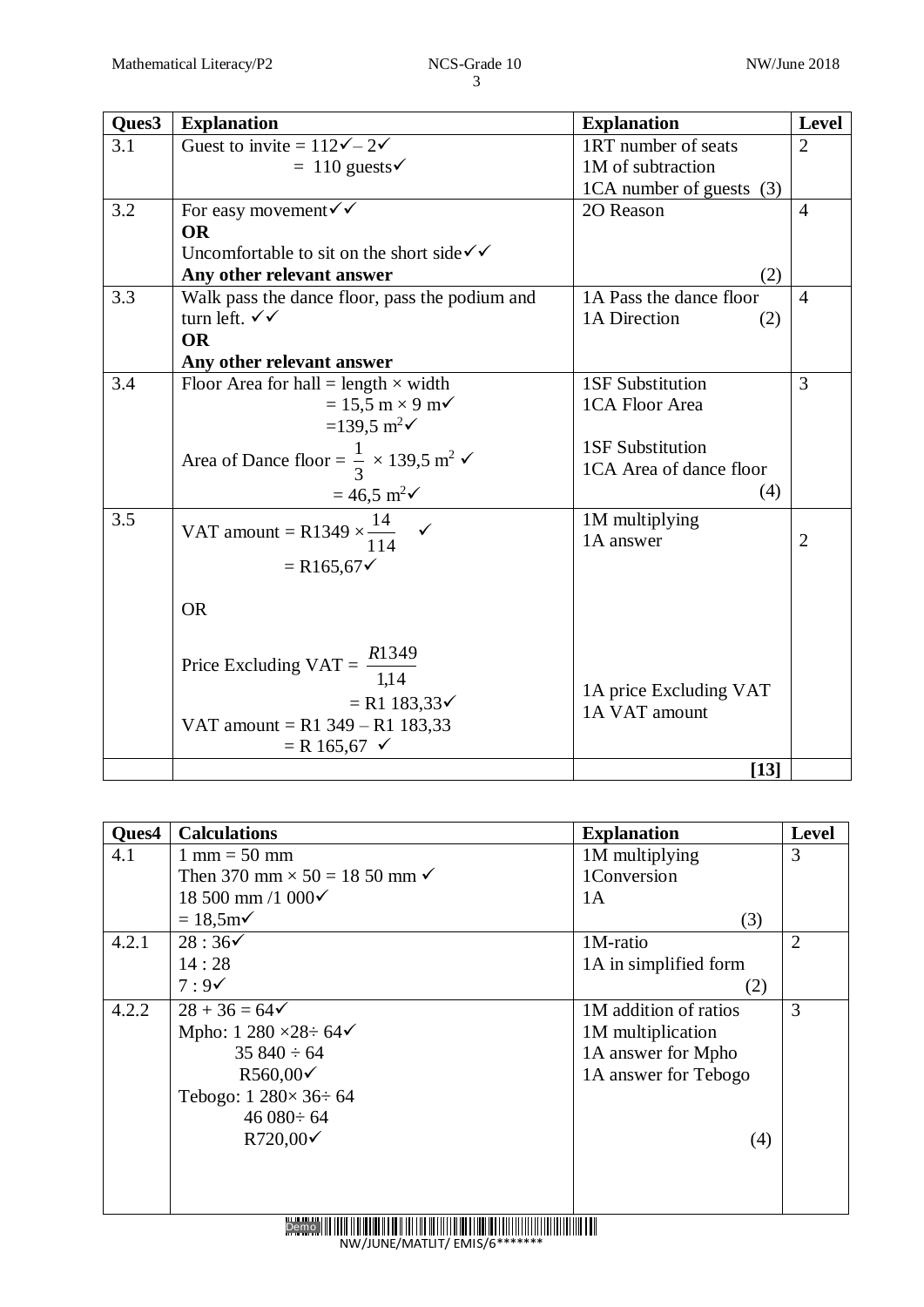| Ques3 | Explanation | Explanation | Level |
|---|---|---|---|
| 3.1 | Guest to invite = 112✓ – 2✓<br>= 110 guests✓ | 1RT number of seats<br>1M of subtraction<br>1CA number of guests (3) | 2 |
| 3.2 | For easy movement✓✓<br>**OR**<br>Uncomfortable to sit on the short side✓✓<br>**Any other relevant answer** | 2O Reason<br><br><br>(2) | 4 |
| 3.3 | Walk pass the dance floor, pass the podium and turn left. ✓✓<br>**OR**<br>**Any other relevant answer** | 1A Pass the dance floor<br>1A Direction (2) | 4 |
| 3.4 | Floor Area for hall = length × width<br>= 15,5 m × 9 m✓<br>$=139,5 \text{ m}^2$✓<br>Area of Dance floor = $\frac{1}{3} \times 139,5 \text{ m}^2$ ✓<br>$= 46,5 \text{ m}^2$✓ | 1SF Substitution<br>1CA Floor Area<br><br>1SF Substitution<br>1CA Area of dance floor<br>(4) | 3 |
| 3.5 | VAT amount = R1349 × $\frac{14}{114}$ ✓<br>= R165,67✓<br><br>OR<br><br>Price Excluding VAT = $\frac{R1349}{1{,}14}$<br>= R1 183,33✓<br>VAT amount = R1 349 – R1 183,33<br>= R 165,67 ✓ | 1M multiplying<br>1A answer<br><br><br><br><br>1A price Excluding VAT<br>1A VAT amount | 2 |
| | | **[13]** | |

| Ques4 | Calculations | Explanation | Level |
|---|---|---|---|
| 4.1 | 1 mm = 50 mm<br>Then 370 mm × 50 = 18 50 mm ✓<br>18 500 mm /1 000✓<br>= 18,5m✓ | 1M multiplying<br>1Conversion<br>1A<br>(3) | 3 |
| 4.2.1 | 28 : 36✓<br>14 : 28<br>7 : 9✓ | 1M-ratio<br>1A in simplified form<br>(2) | 2 |
| 4.2.2 | 28 + 36 = 64✓<br>Mpho: 1 280 ×28÷ 64✓<br>35 840 ÷ 64<br>R560,00✓<br>Tebogo: 1 280× 36÷ 64<br>46 080÷ 64<br>R720,00✓ | 1M addition of ratios<br>1M multiplication<br>1A answer for Mpho<br>1A answer for Tebogo<br><br><br>(4) | 3 |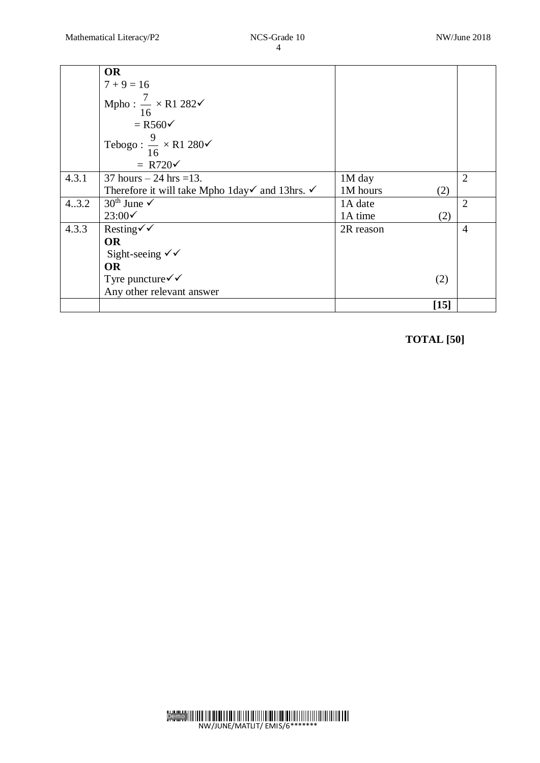| | | | |
|---|---|---|---|
| | **OR**<br>$7 + 9 = 16$<br>Mpho : $\frac{7}{16} \times$ R1 282✓<br>= R560✓<br>Tebogo : $\frac{9}{16} \times$ R1 280✓<br>= R720✓ | | |
| 4.3.1 | 37 hours – 24 hrs =13.<br>Therefore it will take Mpho 1day✓ and 13hrs. ✓ | 1M day<br>1M hours (2) | 2 |
| 4..3.2 | 30th June ✓<br>23:00✓ | 1A date<br>1A time (2) | 2 |
| 4.3.3 | Resting✓✓<br>**OR**<br>Sight-seeing ✓✓<br>**OR**<br>Tyre puncture✓✓<br>Any other relevant answer | 2R reason<br><br><br><br><br>(2) | 4 |
| | | **[15]** | |

**TOTAL [50]**